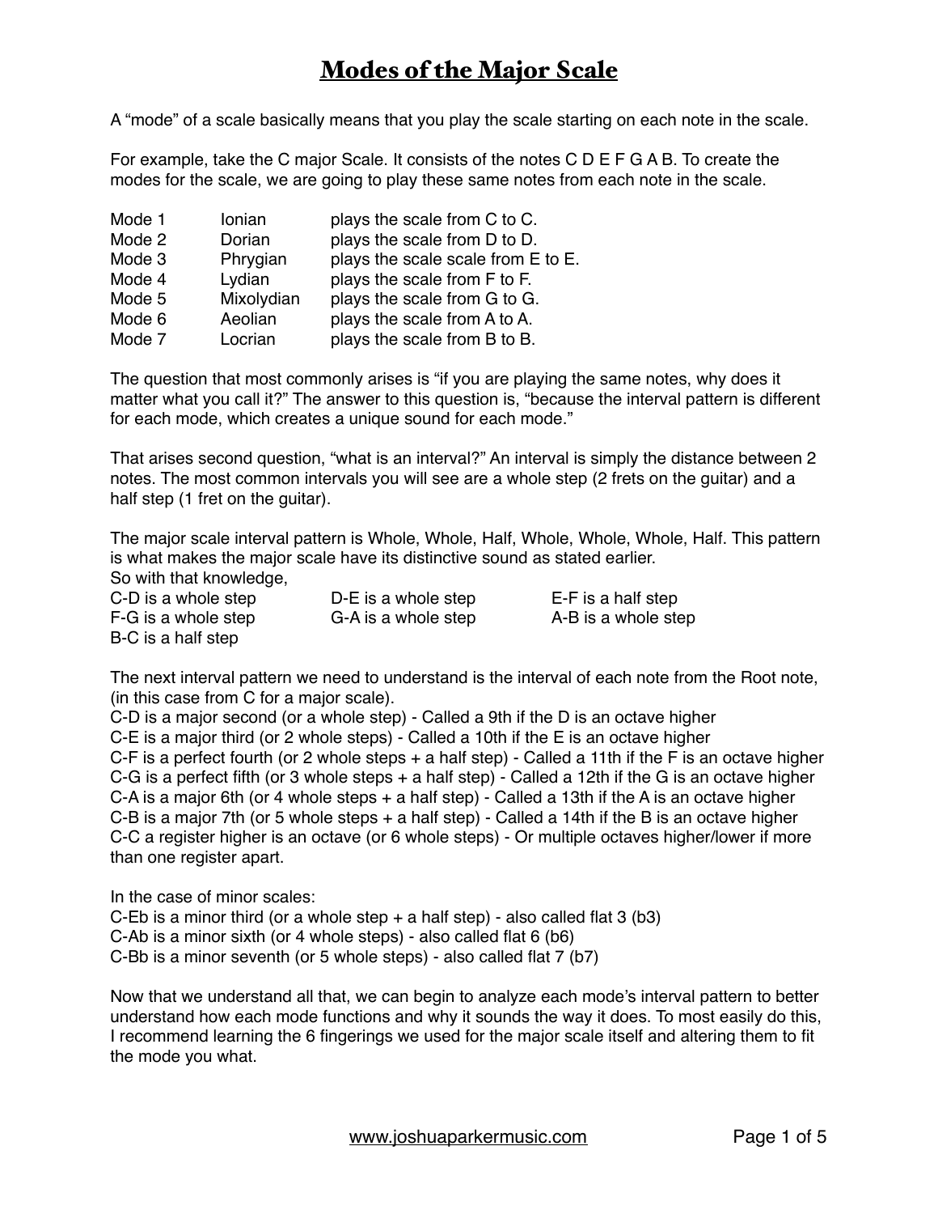# Modes of the Major Scale

A "mode" of a scale basically means that you play the scale starting on each note in the scale.

For example, take the C major Scale. It consists of the notes C D E F G A B. To create the modes for the scale, we are going to play these same notes from each note in the scale.

| | | |
|---|---|---|
| Mode 1 | Ionian | plays the scale from C to C. |
| Mode 2 | Dorian | plays the scale from D to D. |
| Mode 3 | Phrygian | plays the scale scale from E to E. |
| Mode 4 | Lydian | plays the scale from F to F. |
| Mode 5 | Mixolydian | plays the scale from G to G. |
| Mode 6 | Aeolian | plays the scale from A to A. |
| Mode 7 | Locrian | plays the scale from B to B. |

The question that most commonly arises is "if you are playing the same notes, why does it matter what you call it?" The answer to this question is, "because the interval pattern is different for each mode, which creates a unique sound for each mode."

That arises second question, "what is an interval?" An interval is simply the distance between 2 notes. The most common intervals you will see are a whole step (2 frets on the guitar) and a half step (1 fret on the guitar).

The major scale interval pattern is Whole, Whole, Half, Whole, Whole, Whole, Half. This pattern is what makes the major scale have its distinctive sound as stated earlier.
So with that knowledge,

| | | |
|---|---|---|
| C-D is a whole step | D-E is a whole step | E-F is a half step |
| F-G is a whole step | G-A is a whole step | A-B is a whole step |
| B-C is a half step | | |

The next interval pattern we need to understand is the interval of each note from the Root note, (in this case from C for a major scale).
C-D is a major second (or a whole step) - Called a 9th if the D is an octave higher
C-E is a major third (or 2 whole steps) - Called a 10th if the E is an octave higher
C-F is a perfect fourth (or 2 whole steps + a half step) - Called a 11th if the F is an octave higher
C-G is a perfect fifth (or 3 whole steps + a half step) - Called a 12th if the G is an octave higher
C-A is a major 6th (or 4 whole steps + a half step) - Called a 13th if the A is an octave higher
C-B is a major 7th (or 5 whole steps + a half step) - Called a 14th if the B is an octave higher
C-C a register higher is an octave (or 6 whole steps) - Or multiple octaves higher/lower if more than one register apart.

In the case of minor scales:
C-Eb is a minor third (or a whole step + a half step) - also called flat 3 (b3)
C-Ab is a minor sixth (or 4 whole steps) - also called flat 6 (b6)
C-Bb is a minor seventh (or 5 whole steps) - also called flat 7 (b7)

Now that we understand all that, we can begin to analyze each mode's interval pattern to better understand how each mode functions and why it sounds the way it does. To most easily do this, I recommend learning the 6 fingerings we used for the major scale itself and altering them to fit the mode you what.

www.joshuaparkermusic.com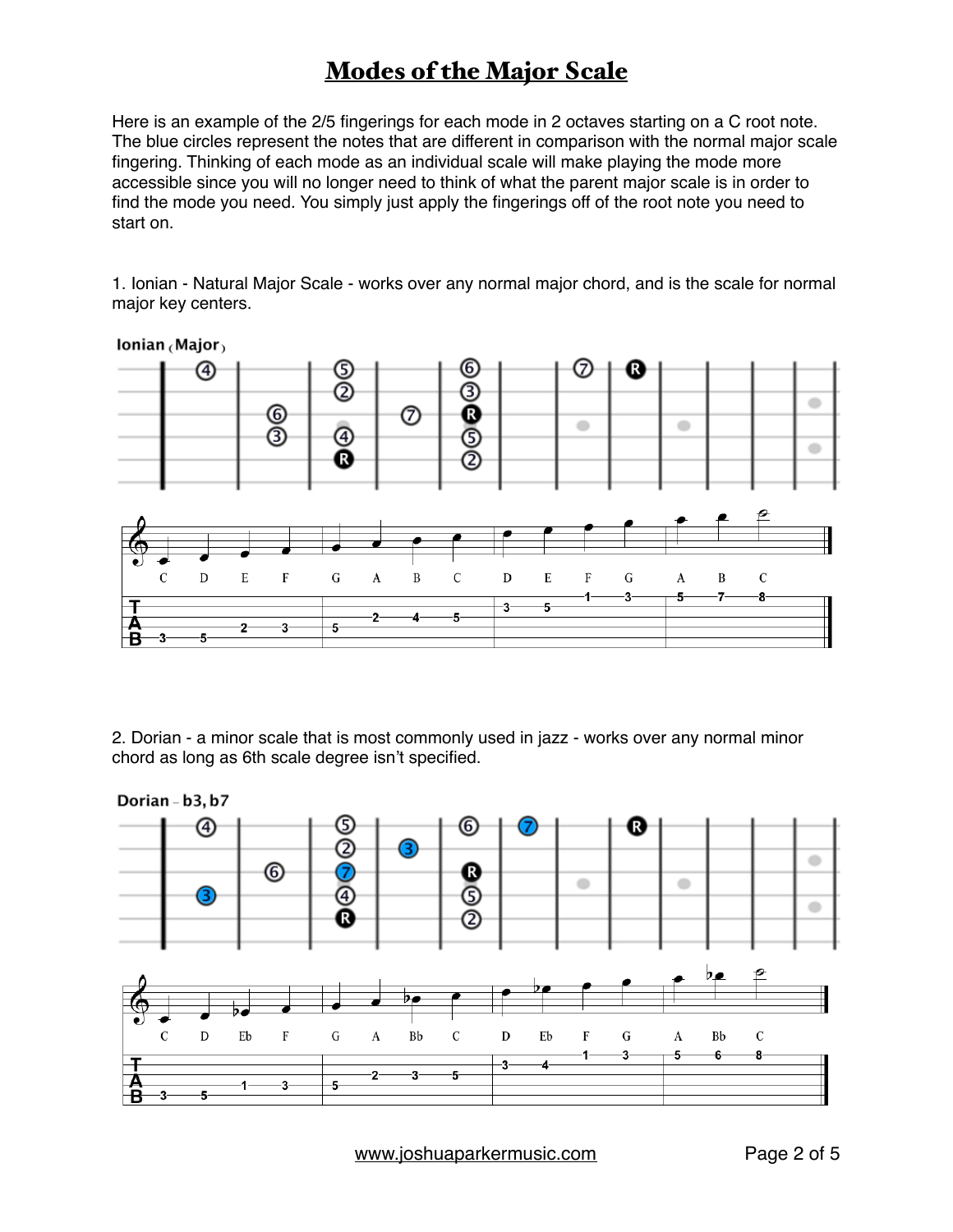# Modes of the Major Scale

Here is an example of the 2/5 fingerings for each mode in 2 octaves starting on a C root note. The blue circles represent the notes that are different in comparison with the normal major scale fingering. Thinking of each mode as an individual scale will make playing the mode more accessible since you will no longer need to think of what the parent major scale is in order to find the mode you need. You simply just apply the fingerings off of the root note you need to start on.

1. Ionian - Natural Major Scale - works over any normal major chord, and is the scale for normal major key centers.

**Ionian** (Major)

C D E F G A B C D E F G A B C

2. Dorian - a minor scale that is most commonly used in jazz - works over any normal minor chord as long as 6th scale degree isn't specified.

**Dorian** – b3, b7

C D Eb F G A Bb C D Eb F G A Bb C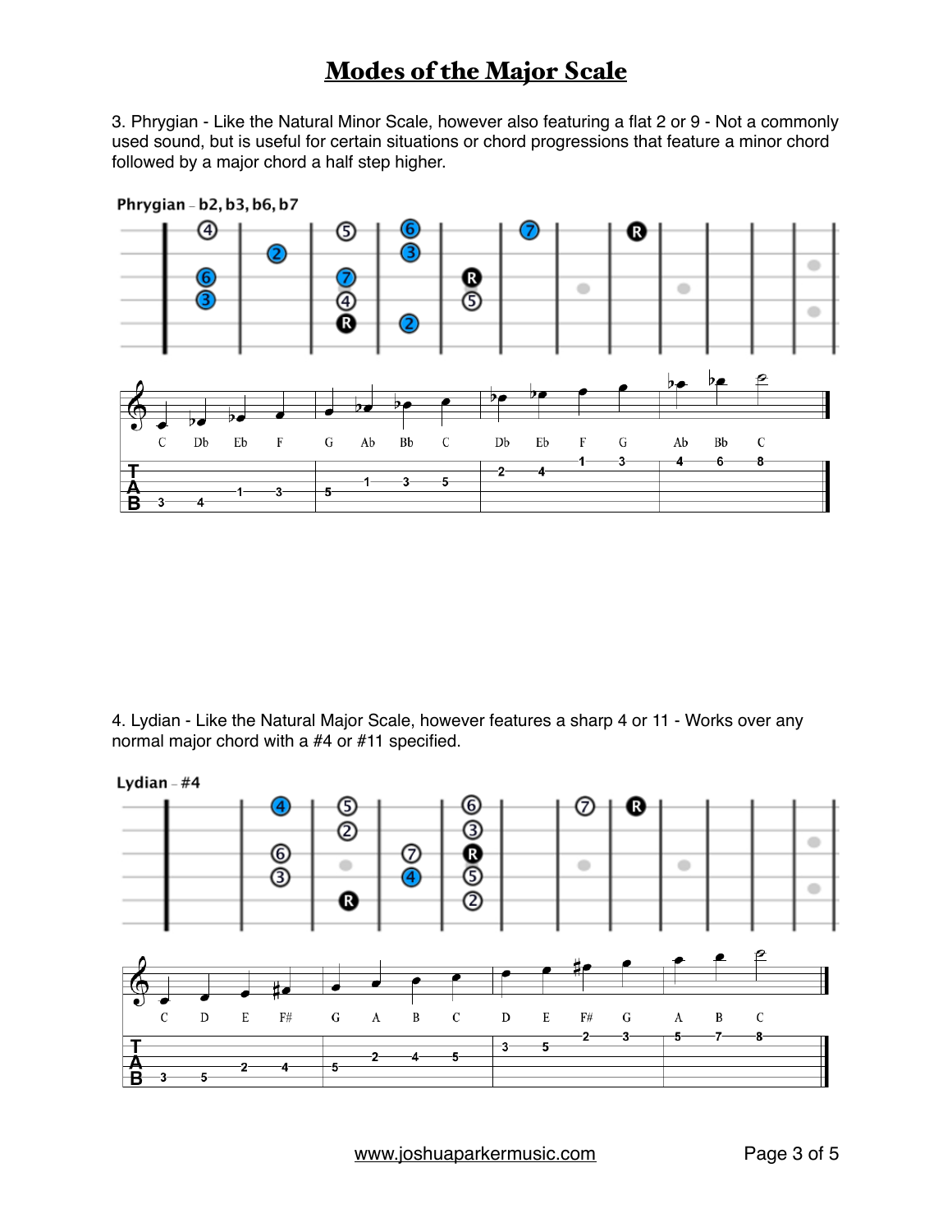# Modes of the Major Scale

3. Phrygian - Like the Natural Minor Scale, however also featuring a flat 2 or 9 - Not a commonly used sound, but is useful for certain situations or chord progressions that feature a minor chord followed by a major chord a half step higher.

**Phrygian** – b2, b3, b6, b7

C Db Eb F G Ab Bb C Db Eb F G Ab Bb C

4. Lydian - Like the Natural Major Scale, however features a sharp 4 or 11 - Works over any normal major chord with a #4 or #11 specified.

**Lydian** – #4

C D E F# G A B C D E F# G A B C

www.joshuaparkermusic.com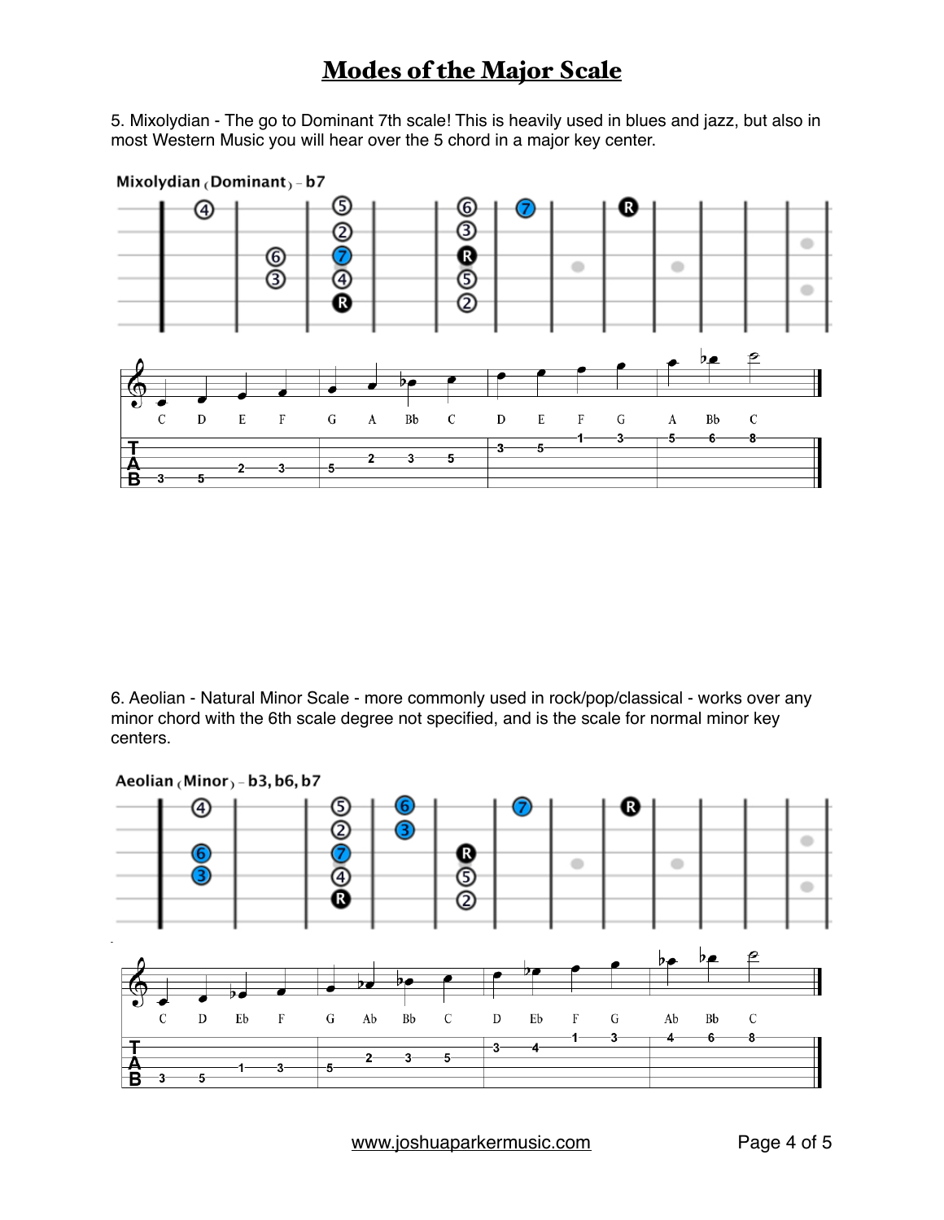# Modes of the Major Scale

5. Mixolydian - The go to Dominant 7th scale! This is heavily used in blues and jazz, but also in most Western Music you will hear over the 5 chord in a major key center.

**Mixolydian (Dominant) - b7**

C D E F G A Bb C D E F G A Bb C

6. Aeolian - Natural Minor Scale - more commonly used in rock/pop/classical - works over any minor chord with the 6th scale degree not specified, and is the scale for normal minor key centers.

**Aeolian (Minor) - b3, b6, b7**

C D Eb F G Ab Bb C D Eb F G Ab Bb C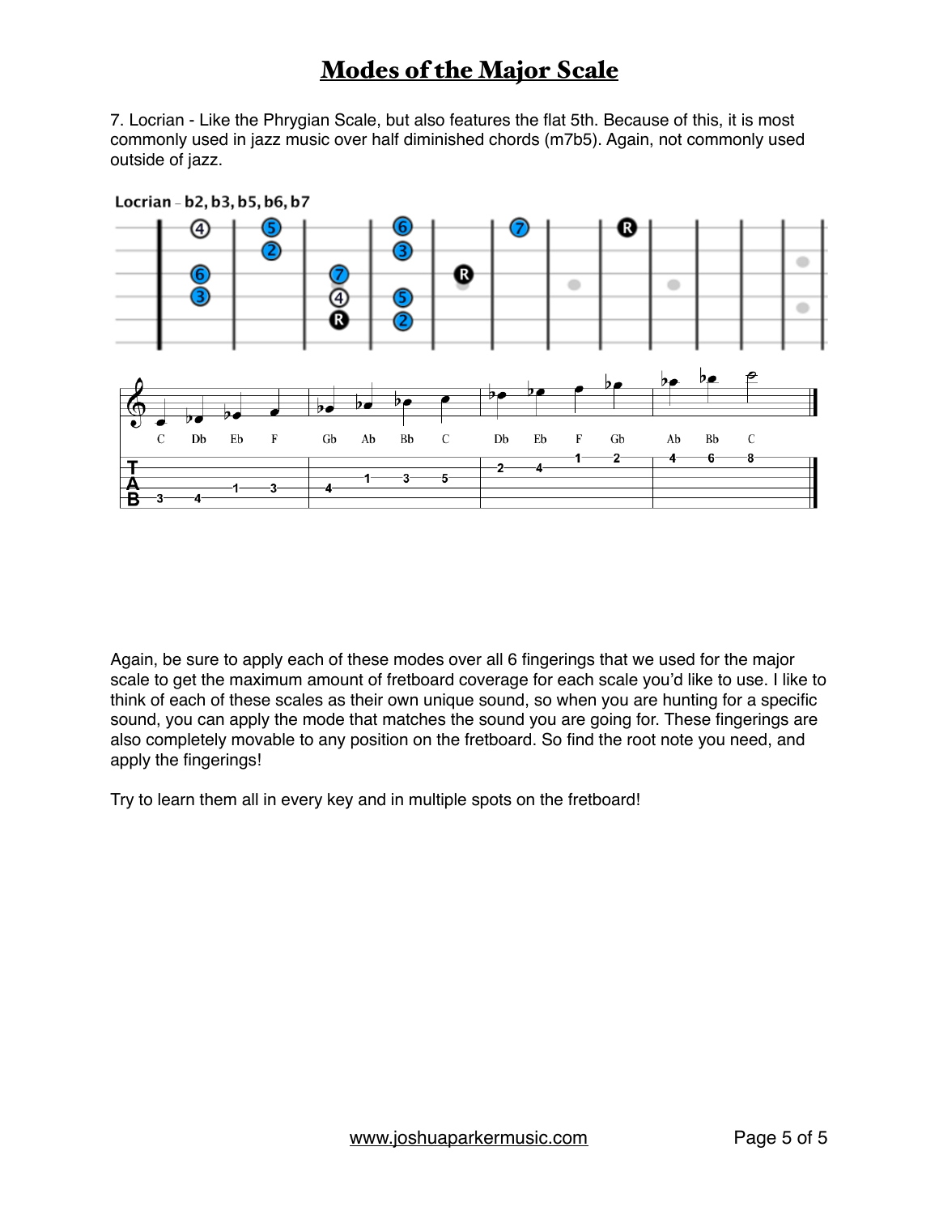# Modes of the Major Scale

7. Locrian - Like the Phrygian Scale, but also features the flat 5th. Because of this, it is most commonly used in jazz music over half diminished chords (m7b5). Again, not commonly used outside of jazz.

Locrian – b2, b3, b5, b6, b7

C Db Eb F Gb Ab Bb C Db Eb F Gb Ab Bb C

Again, be sure to apply each of these modes over all 6 fingerings that we used for the major scale to get the maximum amount of fretboard coverage for each scale you'd like to use. I like to think of each of these scales as their own unique sound, so when you are hunting for a specific sound, you can apply the mode that matches the sound you are going for. These fingerings are also completely movable to any position on the fretboard. So find the root note you need, and apply the fingerings!

Try to learn them all in every key and in multiple spots on the fretboard!